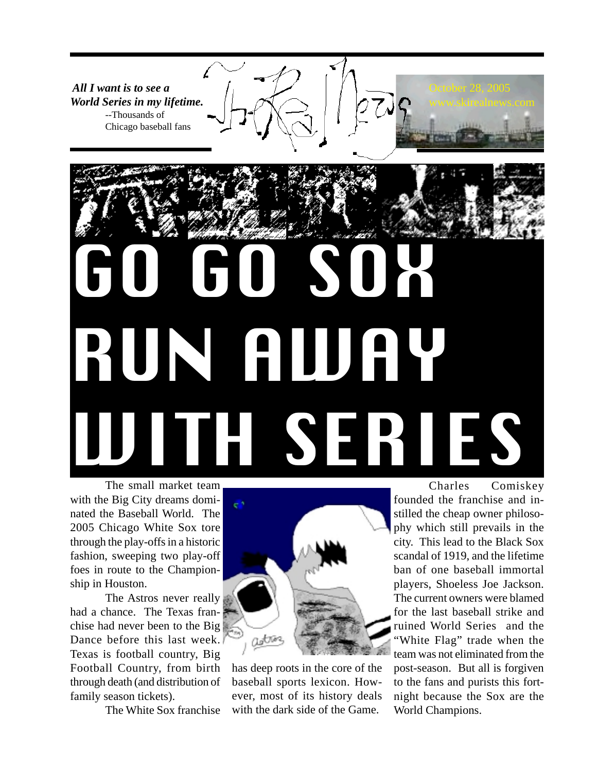*All I want is to see a World Series in my lifetime.*
--Thousands of Chicago baseball fans

SkiRealNews

October 28, 2005
www.skirealnews.com

# GO GO SOX RUN AWAY WITH SERIES

The small market team with the Big City dreams dominated the Baseball World. The 2005 Chicago White Sox tore through the play-offs in a historic fashion, sweeping two play-off foes in route to the Championship in Houston.

The Astros never really had a chance. The Texas franchise had never been to the Big Dance before this last week. Texas is football country, Big Football Country, from birth through death (and distribution of family season tickets).

The White Sox franchise has deep roots in the core of the baseball sports lexicon. However, most of its history deals with the dark side of the Game.

Charles Comiskey founded the franchise and instilled the cheap owner philosophy which still prevails in the city. This lead to the Black Sox scandal of 1919, and the lifetime ban of one baseball immortal players, Shoeless Joe Jackson. The current owners were blamed for the last baseball strike and ruined World Series and the "White Flag" trade when the team was not eliminated from the post-season. But all is forgiven to the fans and purists this fortnight because the Sox are the World Champions.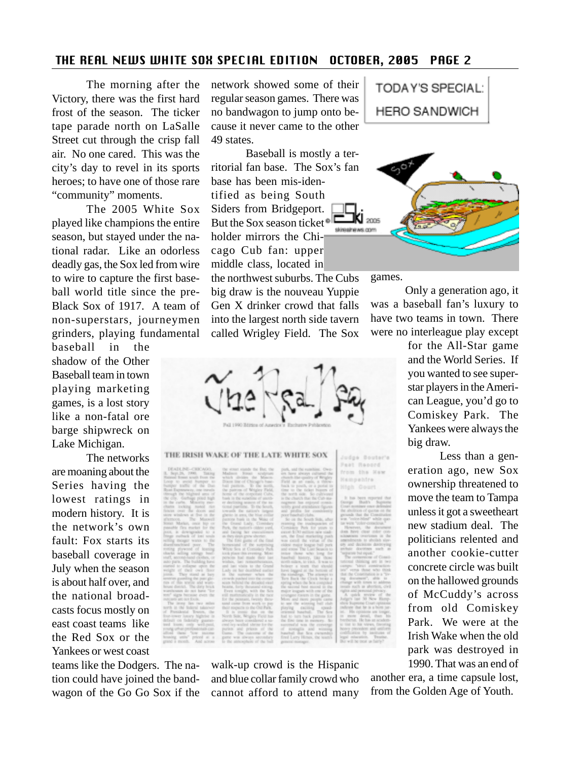The morning after the Victory, there was the first hard frost of the season. The ticker tape parade north on LaSalle Street cut through the crisp fall air. No one cared. This was the city's day to revel in its sports heroes; to have one of those rare "community" moments.

The 2005 White Sox played like champions the entire season, but stayed under the national radar. Like an odorless deadly gas, the Sox led from wire to wire to capture the first baseball world title since the pre-Black Sox of 1917. A team of non-superstars, journeymen grinders, playing fundamental baseball in the shadow of the Other Baseball team in town playing marketing games, is a lost story like a non-fatal ore barge shipwreck on Lake Michigan.

The networks are moaning about the Series having the lowest ratings in modern history. It is the network's own fault: Fox starts its baseball coverage in July when the season is about half over, and the national broadcasts focus mostly on east coast teams like the Red Sox or the Yankees or west coast teams like the Dodgers. The nation could have joined the bandwagon of the Go Go Sox if the network showed some of their regular season games. There was no bandwagon to jump onto because it never came to the other 49 states.

Baseball is mostly a territorial fan base. The Sox's fan base has been mis-identified as being South Siders from Bridgeport. But the Sox season ticket holder mirrors the Chicago Cub fan: upper middle class, located in the northwest suburbs. The Cubs big draw is the nouveau Yuppie Gen X drinker crowd that falls into the largest north side tavern called Wrigley Field. The Sox walk-up crowd is the Hispanic and blue collar family crowd who cannot afford to attend many games.

Only a generation ago, it was a baseball fan's luxury to have two teams in town. There were no interleague play except for the All-Star game and the World Series. If you wanted to see superstar players in the American League, you'd go to Comiskey Park. The Yankees were always the big draw.

Less than a generation ago, new Sox ownership threatened to move the team to Tampa unless it got a sweetheart new stadium deal. The politicians relented and another cookie-cutter concrete circle was built on the hallowed grounds of McCuddy's across from old Comiskey Park. We were at the Irish Wake when the old park was destroyed in 1990. That was an end of another era, a time capsule lost, from the Golden Age of Youth.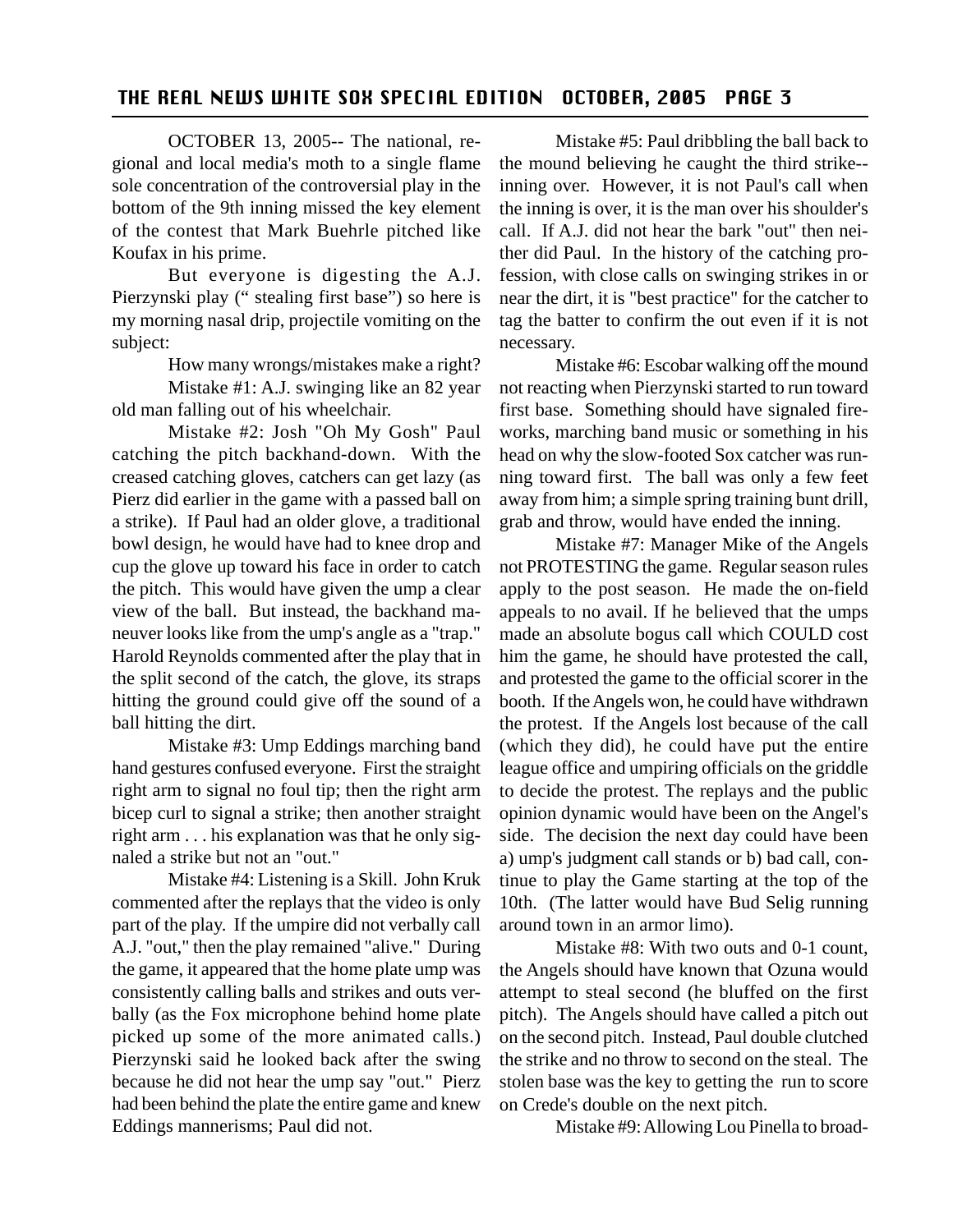OCTOBER 13, 2005-- The national, regional and local media's moth to a single flame sole concentration of the controversial play in the bottom of the 9th inning missed the key element of the contest that Mark Buehrle pitched like Koufax in his prime.

But everyone is digesting the A.J. Pierzynski play (" stealing first base") so here is my morning nasal drip, projectile vomiting on the subject:

How many wrongs/mistakes make a right?

Mistake #1: A.J. swinging like an 82 year old man falling out of his wheelchair.

Mistake #2: Josh "Oh My Gosh" Paul catching the pitch backhand-down. With the creased catching gloves, catchers can get lazy (as Pierz did earlier in the game with a passed ball on a strike). If Paul had an older glove, a traditional bowl design, he would have had to knee drop and cup the glove up toward his face in order to catch the pitch. This would have given the ump a clear view of the ball. But instead, the backhand maneuver looks like from the ump's angle as a "trap." Harold Reynolds commented after the play that in the split second of the catch, the glove, its straps hitting the ground could give off the sound of a ball hitting the dirt.

Mistake #3: Ump Eddings marching band hand gestures confused everyone. First the straight right arm to signal no foul tip; then the right arm bicep curl to signal a strike; then another straight right arm . . . his explanation was that he only signaled a strike but not an "out."

Mistake #4: Listening is a Skill. John Kruk commented after the replays that the video is only part of the play. If the umpire did not verbally call A.J. "out," then the play remained "alive." During the game, it appeared that the home plate ump was consistently calling balls and strikes and outs verbally (as the Fox microphone behind home plate picked up some of the more animated calls.) Pierzynski said he looked back after the swing because he did not hear the ump say "out." Pierz had been behind the plate the entire game and knew Eddings mannerisms; Paul did not.

Mistake #5: Paul dribbling the ball back to the mound believing he caught the third strike--inning over. However, it is not Paul's call when the inning is over, it is the man over his shoulder's call. If A.J. did not hear the bark "out" then neither did Paul. In the history of the catching profession, with close calls on swinging strikes in or near the dirt, it is "best practice" for the catcher to tag the batter to confirm the out even if it is not necessary.

Mistake #6: Escobar walking off the mound not reacting when Pierzynski started to run toward first base. Something should have signaled fireworks, marching band music or something in his head on why the slow-footed Sox catcher was running toward first. The ball was only a few feet away from him; a simple spring training bunt drill, grab and throw, would have ended the inning.

Mistake #7: Manager Mike of the Angels not PROTESTING the game. Regular season rules apply to the post season. He made the on-field appeals to no avail. If he believed that the umps made an absolute bogus call which COULD cost him the game, he should have protested the call, and protested the game to the official scorer in the booth. If the Angels won, he could have withdrawn the protest. If the Angels lost because of the call (which they did), he could have put the entire league office and umpiring officials on the griddle to decide the protest. The replays and the public opinion dynamic would have been on the Angel's side. The decision the next day could have been a) ump's judgment call stands or b) bad call, continue to play the Game starting at the top of the 10th. (The latter would have Bud Selig running around town in an armor limo).

Mistake #8: With two outs and 0-1 count, the Angels should have known that Ozuna would attempt to steal second (he bluffed on the first pitch). The Angels should have called a pitch out on the second pitch. Instead, Paul double clutched the strike and no throw to second on the steal. The stolen base was the key to getting the run to score on Crede's double on the next pitch.

Mistake #9: Allowing Lou Pinella to broad-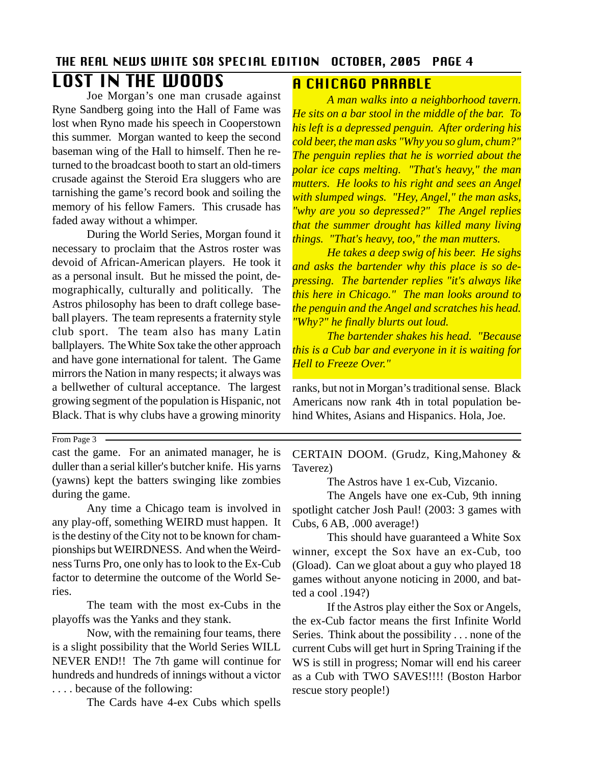## LOST IN THE WOODS

Joe Morgan's one man crusade against Ryne Sandberg going into the Hall of Fame was lost when Ryno made his speech in Cooperstown this summer. Morgan wanted to keep the second baseman wing of the Hall to himself. Then he returned to the broadcast booth to start an old-timers crusade against the Steroid Era sluggers who are tarnishing the game's record book and soiling the memory of his fellow Famers. This crusade has faded away without a whimper.

During the World Series, Morgan found it necessary to proclaim that the Astros roster was devoid of African-American players. He took it as a personal insult. But he missed the point, demographically, culturally and politically. The Astros philosophy has been to draft college baseball players. The team represents a fraternity style club sport. The team also has many Latin ballplayers. The White Sox take the other approach and have gone international for talent. The Game mirrors the Nation in many respects; it always was a bellwether of cultural acceptance. The largest growing segment of the population is Hispanic, not Black. That is why clubs have a growing minority ranks, but not in Morgan's traditional sense. Black Americans now rank 4th in total population behind Whites, Asians and Hispanics. Hola, Joe.

## A CHICAGO PARABLE

*A man walks into a neighborhood tavern. He sits on a bar stool in the middle of the bar. To his left is a depressed penguin. After ordering his cold beer, the man asks "Why you so glum, chum?" The penguin replies that he is worried about the polar ice caps melting. "That's heavy," the man mutters. He looks to his right and sees an Angel with slumped wings. "Hey, Angel," the man asks, "why are you so depressed?" The Angel replies that the summer drought has killed many living things. "That's heavy, too," the man mutters.*

*He takes a deep swig of his beer. He sighs and asks the bartender why this place is so depressing. The bartender replies "it's always like this here in Chicago." The man looks around to the penguin and the Angel and scratches his head. "Why?" he finally blurts out loud.*

*The bartender shakes his head. "Because this is a Cub bar and everyone in it is waiting for Hell to Freeze Over."*

---

From Page 3

cast the game. For an animated manager, he is duller than a serial killer's butcher knife. His yarns (yawns) kept the batters swinging like zombies during the game.

Any time a Chicago team is involved in any play-off, something WEIRD must happen. It is the destiny of the City not to be known for championships but WEIRDNESS. And when the Weirdness Turns Pro, one only has to look to the Ex-Cub factor to determine the outcome of the World Series.

The team with the most ex-Cubs in the playoffs was the Yanks and they stank.

Now, with the remaining four teams, there is a slight possibility that the World Series WILL NEVER END!! The 7th game will continue for hundreds and hundreds of innings without a victor . . . . because of the following:

The Cards have 4-ex Cubs which spells CERTAIN DOOM. (Grudz, King,Mahoney & Taverez)

The Astros have 1 ex-Cub, Vizcanio.

The Angels have one ex-Cub, 9th inning spotlight catcher Josh Paul! (2003: 3 games with Cubs, 6 AB, .000 average!)

This should have guaranteed a White Sox winner, except the Sox have an ex-Cub, too (Gload). Can we gloat about a guy who played 18 games without anyone noticing in 2000, and batted a cool .194?)

If the Astros play either the Sox or Angels, the ex-Cub factor means the first Infinite World Series. Think about the possibility . . . none of the current Cubs will get hurt in Spring Training if the WS is still in progress; Nomar will end his career as a Cub with TWO SAVES!!!! (Boston Harbor rescue story people!)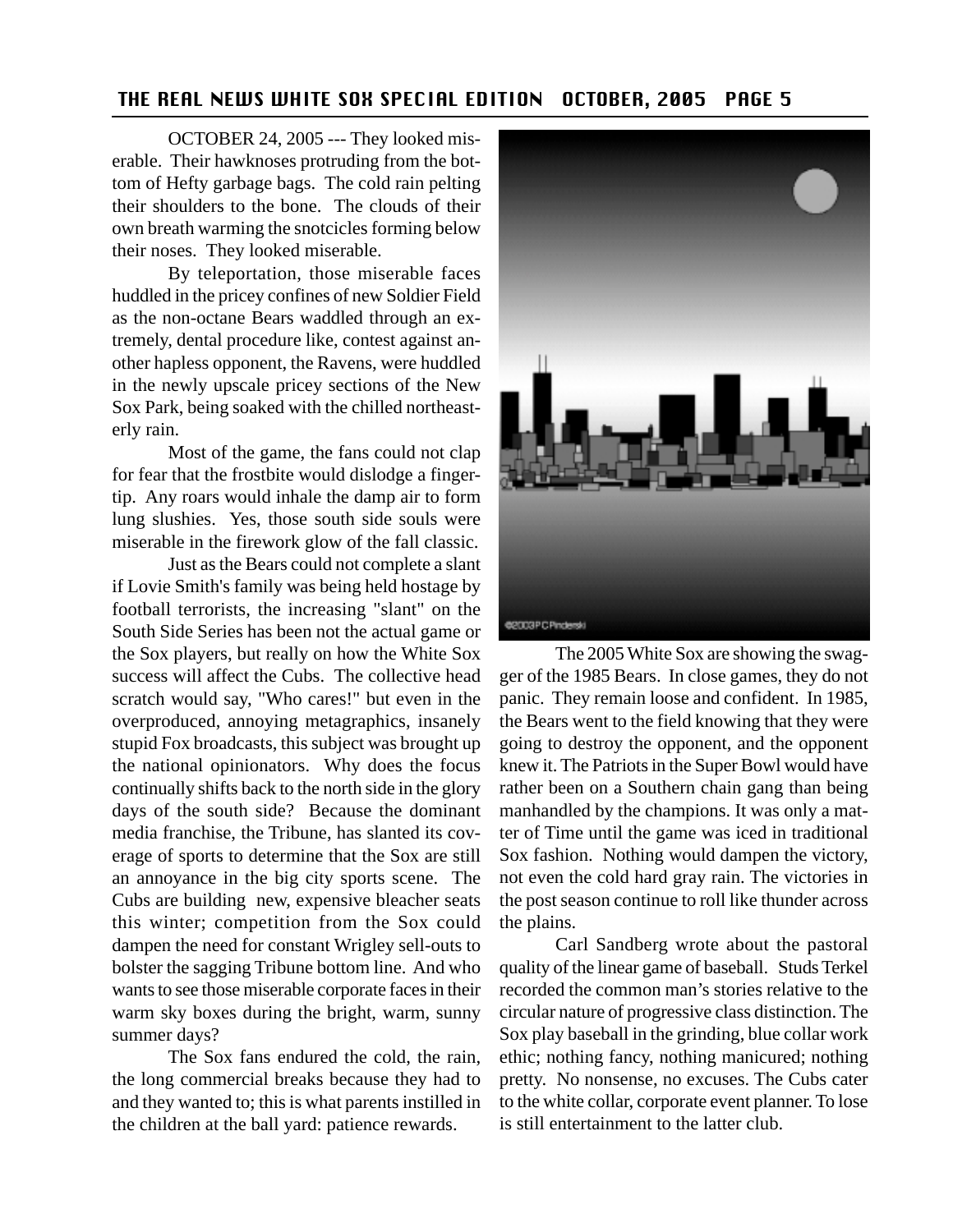OCTOBER 24, 2005 --- They looked miserable. Their hawknoses protruding from the bottom of Hefty garbage bags. The cold rain pelting their shoulders to the bone. The clouds of their own breath warming the snotcicles forming below their noses. They looked miserable.

By teleportation, those miserable faces huddled in the pricey confines of new Soldier Field as the non-octane Bears waddled through an extremely, dental procedure like, contest against another hapless opponent, the Ravens, were huddled in the newly upscale pricey sections of the New Sox Park, being soaked with the chilled northeasterly rain.

Most of the game, the fans could not clap for fear that the frostbite would dislodge a fingertip. Any roars would inhale the damp air to form lung slushies. Yes, those south side souls were miserable in the firework glow of the fall classic.

Just as the Bears could not complete a slant if Lovie Smith's family was being held hostage by football terrorists, the increasing "slant" on the South Side Series has been not the actual game or the Sox players, but really on how the White Sox success will affect the Cubs. The collective head scratch would say, "Who cares!" but even in the overproduced, annoying metagraphics, insanely stupid Fox broadcasts, this subject was brought up the national opinionators. Why does the focus continually shifts back to the north side in the glory days of the south side? Because the dominant media franchise, the Tribune, has slanted its coverage of sports to determine that the Sox are still an annoyance in the big city sports scene. The Cubs are building new, expensive bleacher seats this winter; competition from the Sox could dampen the need for constant Wrigley sell-outs to bolster the sagging Tribune bottom line. And who wants to see those miserable corporate faces in their warm sky boxes during the bright, warm, sunny summer days?

The Sox fans endured the cold, the rain, the long commercial breaks because they had to and they wanted to; this is what parents instilled in the children at the ball yard: patience rewards.

©2003 P C Pinderski

The 2005 White Sox are showing the swagger of the 1985 Bears. In close games, they do not panic. They remain loose and confident. In 1985, the Bears went to the field knowing that they were going to destroy the opponent, and the opponent knew it. The Patriots in the Super Bowl would have rather been on a Southern chain gang than being manhandled by the champions. It was only a matter of Time until the game was iced in traditional Sox fashion. Nothing would dampen the victory, not even the cold hard gray rain. The victories in the post season continue to roll like thunder across the plains.

Carl Sandberg wrote about the pastoral quality of the linear game of baseball. Studs Terkel recorded the common man's stories relative to the circular nature of progressive class distinction. The Sox play baseball in the grinding, blue collar work ethic; nothing fancy, nothing manicured; nothing pretty. No nonsense, no excuses. The Cubs cater to the white collar, corporate event planner. To lose is still entertainment to the latter club.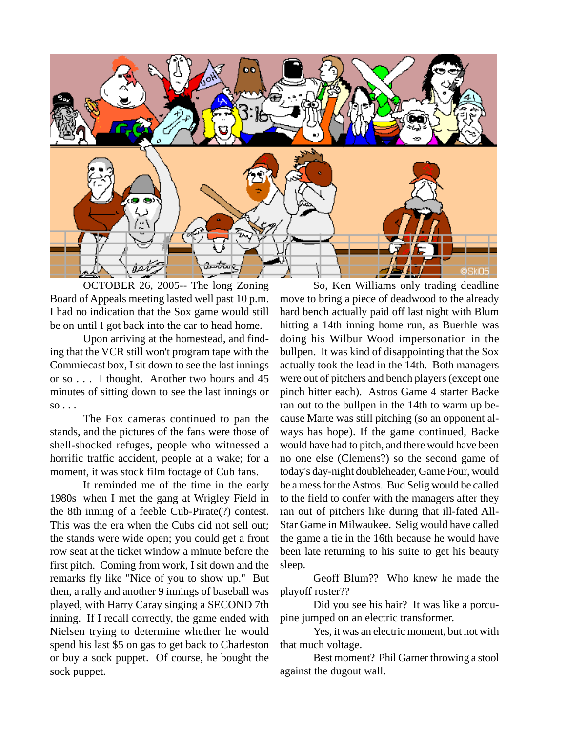OCTOBER 26, 2005-- The long Zoning Board of Appeals meeting lasted well past 10 p.m. I had no indication that the Sox game would still be on until I got back into the car to head home.

Upon arriving at the homestead, and finding that the VCR still won't program tape with the Commiecast box, I sit down to see the last innings or so . . . I thought. Another two hours and 45 minutes of sitting down to see the last innings or so . . .

The Fox cameras continued to pan the stands, and the pictures of the fans were those of shell-shocked refuges, people who witnessed a horrific traffic accident, people at a wake; for a moment, it was stock film footage of Cub fans.

It reminded me of the time in the early 1980s when I met the gang at Wrigley Field in the 8th inning of a feeble Cub-Pirate(?) contest. This was the era when the Cubs did not sell out; the stands were wide open; you could get a front row seat at the ticket window a minute before the first pitch. Coming from work, I sit down and the remarks fly like "Nice of you to show up." But then, a rally and another 9 innings of baseball was played, with Harry Caray singing a SECOND 7th inning. If I recall correctly, the game ended with Nielsen trying to determine whether he would spend his last $5 on gas to get back to Charleston or buy a sock puppet. Of course, he bought the sock puppet.

So, Ken Williams only trading deadline move to bring a piece of deadwood to the already hard bench actually paid off last night with Blum hitting a 14th inning home run, as Buerhle was doing his Wilbur Wood impersonation in the bullpen. It was kind of disappointing that the Sox actually took the lead in the 14th. Both managers were out of pitchers and bench players (except one pinch hitter each). Astros Game 4 starter Backe ran out to the bullpen in the 14th to warm up because Marte was still pitching (so an opponent always has hope). If the game continued, Backe would have had to pitch, and there would have been no one else (Clemens?) so the second game of today's day-night doubleheader, Game Four, would be a mess for the Astros. Bud Selig would be called to the field to confer with the managers after they ran out of pitchers like during that ill-fated All-Star Game in Milwaukee. Selig would have called the game a tie in the 16th because he would have been late returning to his suite to get his beauty sleep.

Geoff Blum?? Who knew he made the playoff roster??

Did you see his hair? It was like a porcupine jumped on an electric transformer.

Yes, it was an electric moment, but not with that much voltage.

Best moment? Phil Garner throwing a stool against the dugout wall.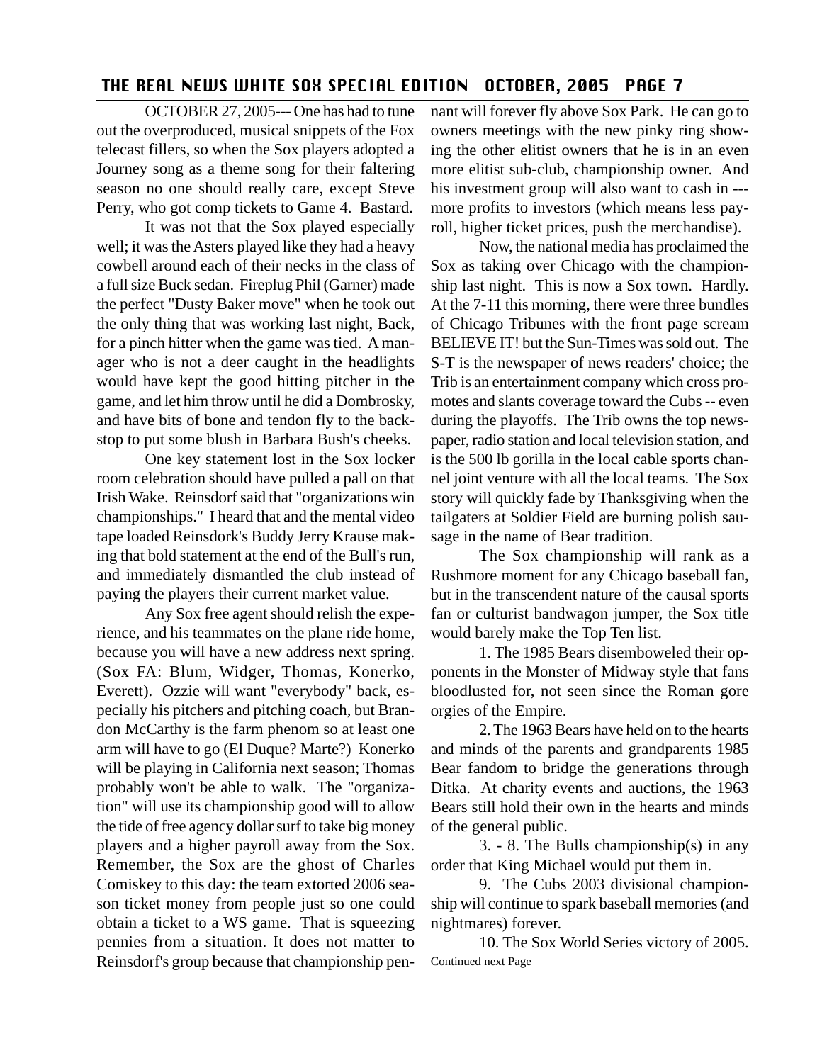OCTOBER 27, 2005--- One has had to tune out the overproduced, musical snippets of the Fox telecast fillers, so when the Sox players adopted a Journey song as a theme song for their faltering season no one should really care, except Steve Perry, who got comp tickets to Game 4. Bastard.

It was not that the Sox played especially well; it was the Asters played like they had a heavy cowbell around each of their necks in the class of a full size Buck sedan. Fireplug Phil (Garner) made the perfect "Dusty Baker move" when he took out the only thing that was working last night, Back, for a pinch hitter when the game was tied. A manager who is not a deer caught in the headlights would have kept the good hitting pitcher in the game, and let him throw until he did a Dombrosky, and have bits of bone and tendon fly to the backstop to put some blush in Barbara Bush's cheeks.

One key statement lost in the Sox locker room celebration should have pulled a pall on that Irish Wake. Reinsdorf said that "organizations win championships." I heard that and the mental video tape loaded Reinsdork's Buddy Jerry Krause making that bold statement at the end of the Bull's run, and immediately dismantled the club instead of paying the players their current market value.

Any Sox free agent should relish the experience, and his teammates on the plane ride home, because you will have a new address next spring. (Sox FA: Blum, Widger, Thomas, Konerko, Everett). Ozzie will want "everybody" back, especially his pitchers and pitching coach, but Brandon McCarthy is the farm phenom so at least one arm will have to go (El Duque? Marte?) Konerko will be playing in California next season; Thomas probably won't be able to walk. The "organization" will use its championship good will to allow the tide of free agency dollar surf to take big money players and a higher payroll away from the Sox. Remember, the Sox are the ghost of Charles Comiskey to this day: the team extorted 2006 season ticket money from people just so one could obtain a ticket to a WS game. That is squeezing pennies from a situation. It does not matter to Reinsdorf's group because that championship pennant will forever fly above Sox Park. He can go to owners meetings with the new pinky ring showing the other elitist owners that he is in an even more elitist sub-club, championship owner. And his investment group will also want to cash in --- more profits to investors (which means less payroll, higher ticket prices, push the merchandise).

Now, the national media has proclaimed the Sox as taking over Chicago with the championship last night. This is now a Sox town. Hardly. At the 7-11 this morning, there were three bundles of Chicago Tribunes with the front page scream BELIEVE IT! but the Sun-Times was sold out. The S-T is the newspaper of news readers' choice; the Trib is an entertainment company which cross promotes and slants coverage toward the Cubs -- even during the playoffs. The Trib owns the top newspaper, radio station and local television station, and is the 500 lb gorilla in the local cable sports channel joint venture with all the local teams. The Sox story will quickly fade by Thanksgiving when the tailgaters at Soldier Field are burning polish sausage in the name of Bear tradition.

The Sox championship will rank as a Rushmore moment for any Chicago baseball fan, but in the transcendent nature of the causal sports fan or culturist bandwagon jumper, the Sox title would barely make the Top Ten list.

1. The 1985 Bears disemboweled their opponents in the Monster of Midway style that fans bloodlusted for, not seen since the Roman gore orgies of the Empire.

2. The 1963 Bears have held on to the hearts and minds of the parents and grandparents 1985 Bear fandom to bridge the generations through Ditka. At charity events and auctions, the 1963 Bears still hold their own in the hearts and minds of the general public.

3. - 8. The Bulls championship(s) in any order that King Michael would put them in.

9. The Cubs 2003 divisional championship will continue to spark baseball memories (and nightmares) forever.

10. The Sox World Series victory of 2005.

Continued next Page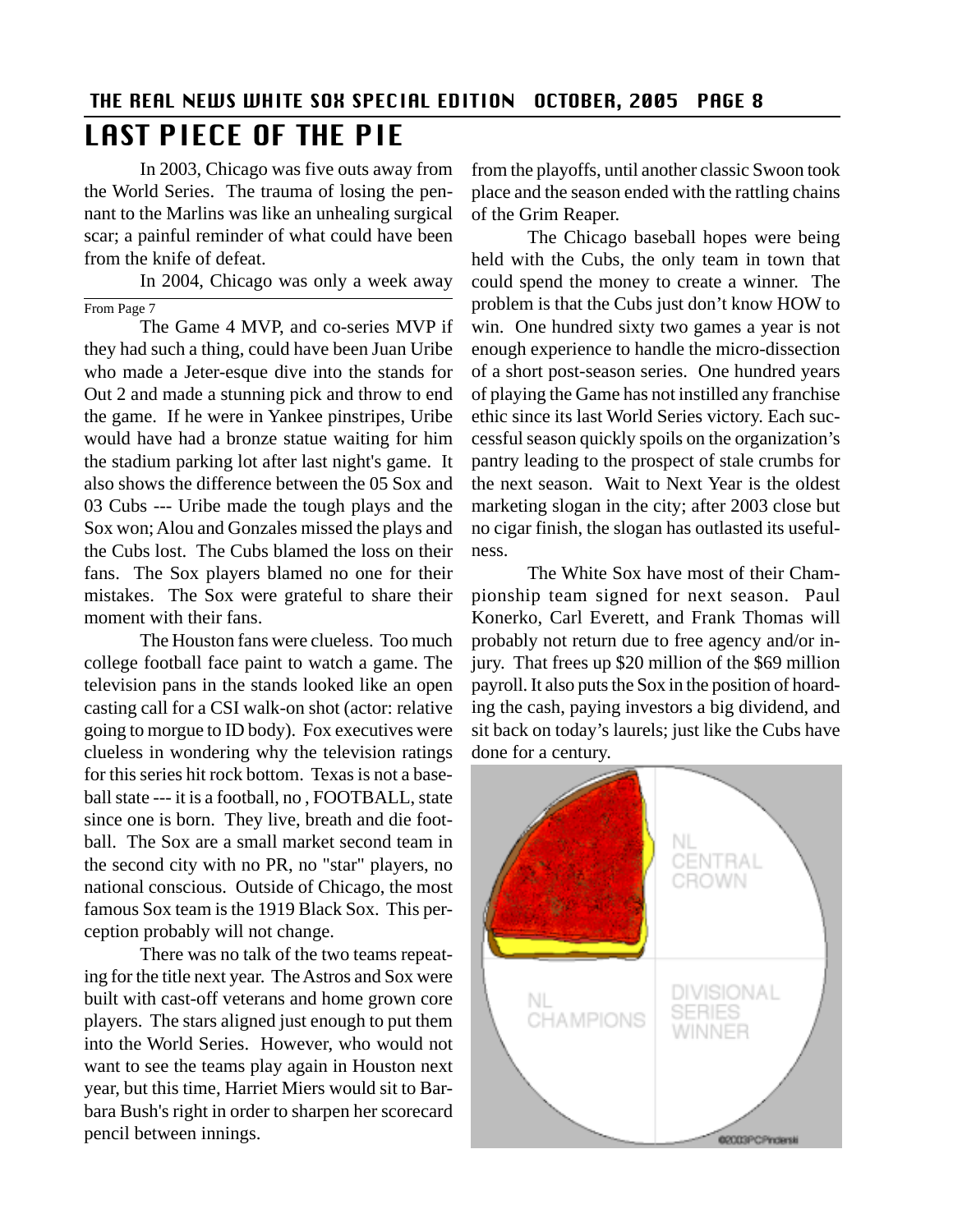# LAST PIECE OF THE PIE

In 2003, Chicago was five outs away from the World Series. The trauma of losing the pennant to the Marlins was like an unhealing surgical scar; a painful reminder of what could have been from the knife of defeat.

In 2004, Chicago was only a week away from the playoffs, until another classic Swoon took place and the season ended with the rattling chains of the Grim Reaper.

The Chicago baseball hopes were being held with the Cubs, the only team in town that could spend the money to create a winner. The problem is that the Cubs just don't know HOW to win. One hundred sixty two games a year is not enough experience to handle the micro-dissection of a short post-season series. One hundred years of playing the Game has not instilled any franchise ethic since its last World Series victory. Each successful season quickly spoils on the organization's pantry leading to the prospect of stale crumbs for the next season. Wait to Next Year is the oldest marketing slogan in the city; after 2003 close but no cigar finish, the slogan has outlasted its usefulness.

The White Sox have most of their Championship team signed for next season. Paul Konerko, Carl Everett, and Frank Thomas will probably not return due to free agency and/or injury. That frees up $20 million of the $69 million payroll. It also puts the Sox in the position of hoarding the cash, paying investors a big dividend, and sit back on today's laurels; just like the Cubs have done for a century.

NL CENTRAL CROWN

NL CHAMPIONS

DIVISIONAL SERIES WINNER

©2003PCPindierski

---

From Page 7

The Game 4 MVP, and co-series MVP if they had such a thing, could have been Juan Uribe who made a Jeter-esque dive into the stands for Out 2 and made a stunning pick and throw to end the game. If he were in Yankee pinstripes, Uribe would have had a bronze statue waiting for him the stadium parking lot after last night's game. It also shows the difference between the 05 Sox and 03 Cubs --- Uribe made the tough plays and the Sox won; Alou and Gonzales missed the plays and the Cubs lost. The Cubs blamed the loss on their fans. The Sox players blamed no one for their mistakes. The Sox were grateful to share their moment with their fans.

The Houston fans were clueless. Too much college football face paint to watch a game. The television pans in the stands looked like an open casting call for a CSI walk-on shot (actor: relative going to morgue to ID body). Fox executives were clueless in wondering why the television ratings for this series hit rock bottom. Texas is not a baseball state --- it is a football, no , FOOTBALL, state since one is born. They live, breath and die football. The Sox are a small market second team in the second city with no PR, no "star" players, no national conscious. Outside of Chicago, the most famous Sox team is the 1919 Black Sox. This perception probably will not change.

There was no talk of the two teams repeating for the title next year. The Astros and Sox were built with cast-off veterans and home grown core players. The stars aligned just enough to put them into the World Series. However, who would not want to see the teams play again in Houston next year, but this time, Harriet Miers would sit to Barbara Bush's right in order to sharpen her scorecard pencil between innings.